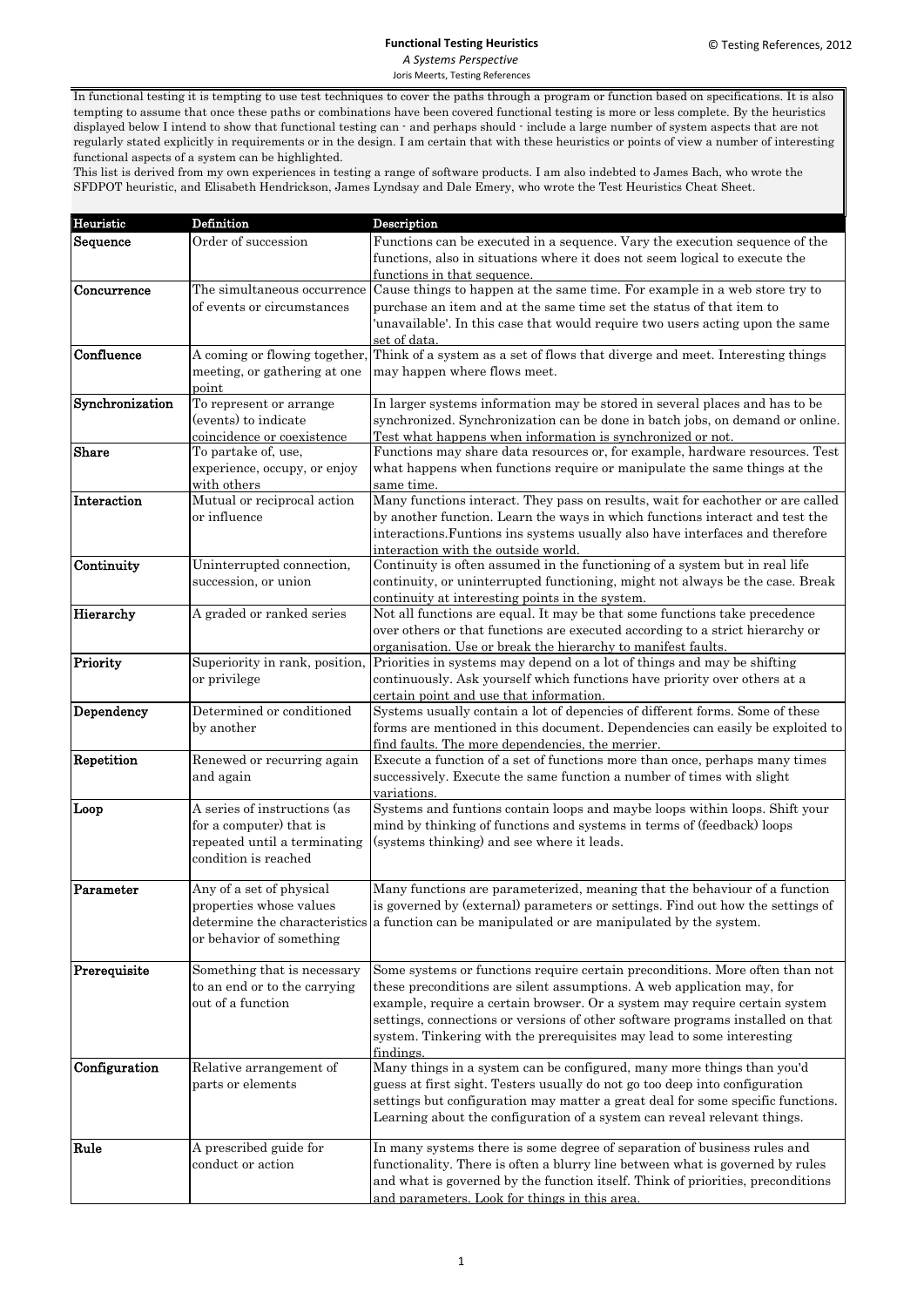**Functional Testing Heuristics**

*A Systems Perspective*

Joris Meerts, Testing References

© Testing References, 2012

In functional testing it is tempting to use test techniques to cover the paths through a program or function based on specifications. It is also tempting to assume that once these paths or combinations have been covered functional testing is more or less complete. By the heuristics displayed below I intend to show that functional testing can - and perhaps should - include a large number of system aspects that are not regularly stated explicitly in requirements or in the design. I am certain that with these heuristics or points of view a number of interesting functional aspects of a system can be highlighted.

This list is derived from my own experiences in testing a range of software products. I am also indebted to James Bach, who wrote the SFDPOT heuristic, and Elisabeth Hendrickson, James Lyndsay and Dale Emery, who wrote the Test Heuristics Cheat Sheet.

| Heuristic | Definition | Description |
|---|---|---|
| **Sequence** | Order of succession | Functions can be executed in a sequence. Vary the execution sequence of the functions, also in situations where it does not seem logical to execute the functions in that sequence. |
| **Concurrence** | The simultaneous occurrence of events or circumstances | Cause things to happen at the same time. For example in a web store try to purchase an item and at the same time set the status of that item to 'unavailable'. In this case that would require two users acting upon the same set of data. |
| **Confluence** | A coming or flowing together, meeting, or gathering at one point | Think of a system as a set of flows that diverge and meet. Interesting things may happen where flows meet. |
| **Synchronization** | To represent or arrange (events) to indicate coincidence or coexistence | In larger systems information may be stored in several places and has to be synchronized. Synchronization can be done in batch jobs, on demand or online. Test what happens when information is synchronized or not. |
| **Share** | To partake of, use, experience, occupy, or enjoy with others | Functions may share data resources or, for example, hardware resources. Test what happens when functions require or manipulate the same things at the same time. |
| **Interaction** | Mutual or reciprocal action or influence | Many functions interact. They pass on results, wait for eachother or are called by another function. Learn the ways in which functions interact and test the interactions.Funtions ins systems usually also have interfaces and therefore interaction with the outside world. |
| **Continuity** | Uninterrupted connection, succession, or union | Continuity is often assumed in the functioning of a system but in real life continuity, or uninterrupted functioning, might not always be the case. Break continuity at interesting points in the system. |
| **Hierarchy** | A graded or ranked series | Not all functions are equal. It may be that some functions take precedence over others or that functions are executed according to a strict hierarchy or organisation. Use or break the hierarchy to manifest faults. |
| **Priority** | Superiority in rank, position, or privilege | Priorities in systems may depend on a lot of things and may be shifting continuously. Ask yourself which functions have priority over others at a certain point and use that information. |
| **Dependency** | Determined or conditioned by another | Systems usually contain a lot of depencies of different forms. Some of these forms are mentioned in this document. Dependencies can easily be exploited to find faults. The more dependencies, the merrier. |
| **Repetition** | Renewed or recurring again and again | Execute a function of a set of functions more than once, perhaps many times successively. Execute the same function a number of times with slight variations. |
| **Loop** | A series of instructions (as for a computer) that is repeated until a terminating condition is reached | Systems and funtions contain loops and maybe loops within loops. Shift your mind by thinking of functions and systems in terms of (feedback) loops (systems thinking) and see where it leads. |
| **Parameter** | Any of a set of physical properties whose values determine the characteristics or behavior of something | Many functions are parameterized, meaning that the behaviour of a function is governed by (external) parameters or settings. Find out how the settings of a function can be manipulated or are manipulated by the system. |
| **Prerequisite** | Something that is necessary to an end or to the carrying out of a function | Some systems or functions require certain preconditions. More often than not these preconditions are silent assumptions. A web application may, for example, require a certain browser. Or a system may require certain system settings, connections or versions of other software programs installed on that system. Tinkering with the prerequisites may lead to some interesting findings. |
| **Configuration** | Relative arrangement of parts or elements | Many things in a system can be configured, many more things than you'd guess at first sight. Testers usually do not go too deep into configuration settings but configuration may matter a great deal for some specific functions. Learning about the configuration of a system can reveal relevant things. |
| **Rule** | A prescribed guide for conduct or action | In many systems there is some degree of separation of business rules and functionality. There is often a blurry line between what is governed by rules and what is governed by the function itself. Think of priorities, preconditions and parameters. Look for things in this area. |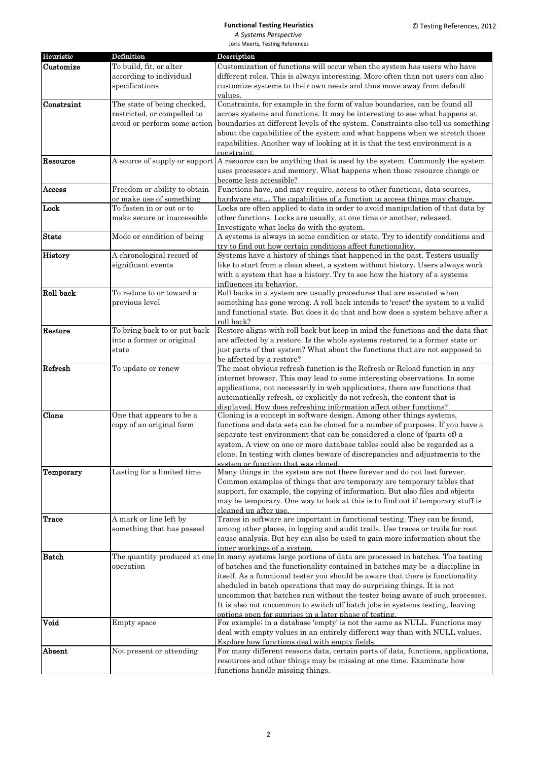**Functional Testing Heuristics**

*A Systems Perspective*

Joris Meerts, Testing References

© Testing References, 2012

| Heuristic | Definition | Description |
|---|---|---|
| **Customize** | To build, fit, or alter according to individual specifications | Customization of functions will occur when the system has users who have different roles. This is always interesting. More often than not users can also customize systems to their own needs and thus move away from default values. |
| **Constraint** | The state of being checked, restricted, or compelled to avoid or perform some action | Constraints, for example in the form of value boundaries, can be found all across systems and functions. It may be interesting to see what happens at boundaries at different levels of the system. Constraints also tell us something about the capabilities of the system and what happens when we stretch those capabilities. Another way of looking at it is that the test environment is a constraint. |
| **Resource** | A source of supply or support | A resource can be anything that is used by the system. Commonly the system uses processors and memory. What happens when those resource change or become less accessible? |
| **Access** | Freedom or ability to obtain or make use of something | Functions have, and may require, access to other functions, data sources, hardware etc… The capabilities of a function to access things may change. |
| **Lock** | To fasten in or out or to make secure or inaccessible | Locks are often applied to data in order to avoid manipulation of that data by other functions. Locks are usually, at one time or another, released. Investigate what locks do with the system. |
| **State** | Mode or condition of being | A systems is always in some condition or state. Try to identify conditions and try to find out how certain conditions affect functionality. |
| **History** | A chronological record of significant events | Systems have a history of things that happened in the past. Testers usually like to start from a clean sheet, a system without history. Users always work with a system that has a history. Try to see how the history of a systems influences its behavior. |
| **Roll back** | To reduce to or toward a previous level | Roll backs in a system are usually procedures that are executed when something has gone wrong. A roll back intends to 'reset' the system to a valid and functional state. But does it do that and how does a system behave after a roll back? |
| **Restore** | To bring back to or put back into a former or original state | Restore aligns with roll back but keep in mind the functions and the data that are affected by a restore. Is the whole systems restored to a former state or just parts of that system? What about the functions that are not supposed to be affected by a restore? |
| **Refresh** | To update or renew | The most obvious refresh function is the Refresh or Reload function in any internet browser. This may lead to some interesting observations. In some applications, not necessarily in web applications, there are functions that automatically refresh, or explicitly do not refresh, the content that is displayed. How does refreshing information affect other functions? |
| **Clone** | One that appears to be a copy of an original form | Cloning is a concept in software design. Among other things systems, functions and data sets can be cloned for a number of purposes. If you have a separate test environment that can be considered a clone of (parts of) a system. A view on one or more database tables could also be regarded as a clone. In testing with clones beware of discrepancies and adjustments to the system or function that was cloned. |
| **Temporary** | Lasting for a limited time | Many things in the system are not there forever and do not last forever. Common examples of things that are temporary are temporary tables that support, for example, the copying of information. But also files and objects may be temporary. One way to look at this is to find out if temporary stuff is cleaned up after use. |
| **Trace** | A mark or line left by something that has passed | Traces in software are important in functional testing. They can be found, among other places, in logging and audit trails. Use traces or trails for root cause analysis. But hey can also be used to gain more information about the inner workings of a system. |
| **Batch** | The quantity produced at one operation | In many systems large portions of data are processed in batches. The testing of batches and the functionality contained in batches may be a discipline in itself. As a functional tester you should be aware that there is functionality sheduled in batch operations that may do surprising things. It is not uncommon that batches run without the tester being aware of such processes. It is also not uncommon to switch off batch jobs in systems testing, leaving options open for suprises in a later phase of testing. |
| **Void** | Empty space | For example; in a database 'empty' is not the same as NULL. Functions may deal with empty values in an entirely different way than with NULL values. Explore how functions deal with empty fields. |
| **Absent** | Not present or attending | For many different reasons data, certain parts of data, functions, applications, resources and other things may be missing at one time. Examinate how functions handle missing things. |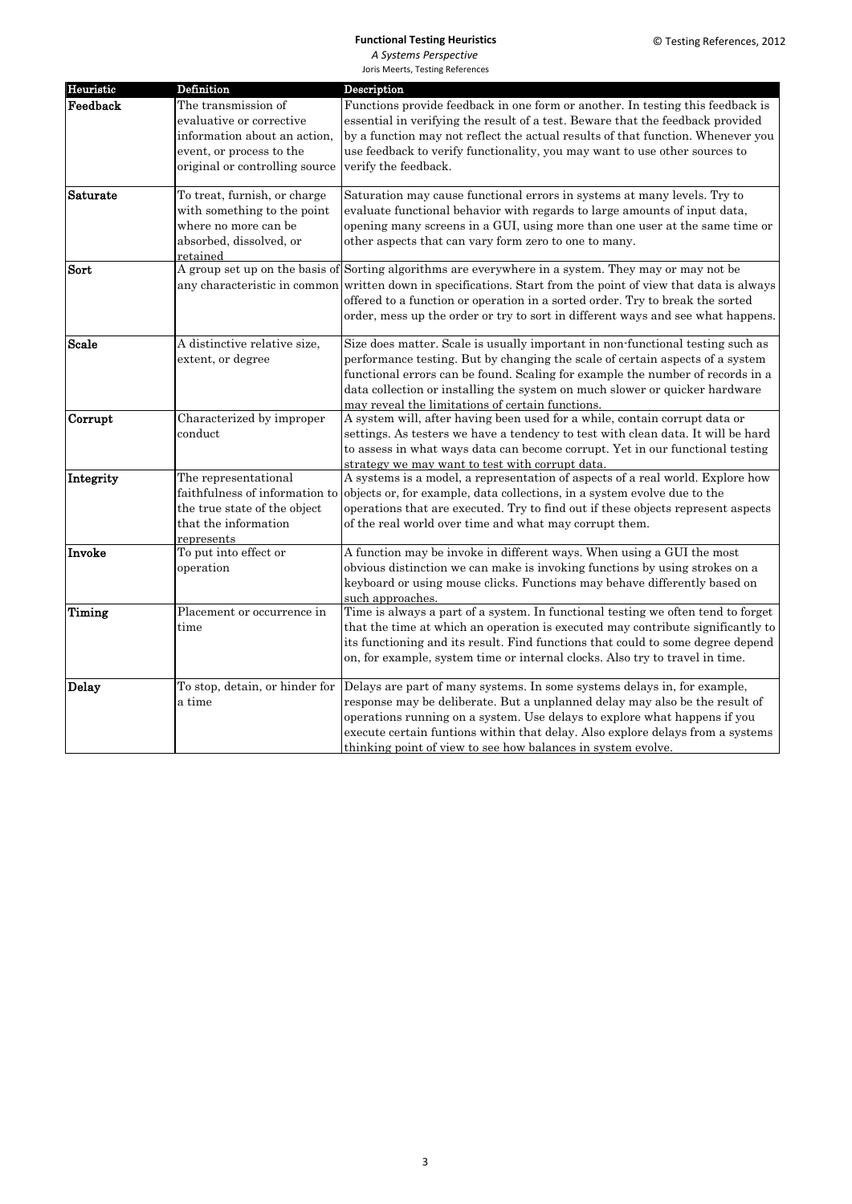| Heuristic | Definition | Description |
|---|---|---|
| **Feedback** | The transmission of evaluative or corrective information about an action, event, or process to the original or controlling source | Functions provide feedback in one form or another. In testing this feedback is essential in verifying the result of a test. Beware that the feedback provided by a function may not reflect the actual results of that function. Whenever you use feedback to verify functionality, you may want to use other sources to verify the feedback. |
| **Saturate** | To treat, furnish, or charge with something to the point where no more can be absorbed, dissolved, or retained | Saturation may cause functional errors in systems at many levels. Try to evaluate functional behavior with regards to large amounts of input data, opening many screens in a GUI, using more than one user at the same time or other aspects that can vary form zero to one to many. |
| **Sort** | A group set up on the basis of any characteristic in common | Sorting algorithms are everywhere in a system. They may or may not be written down in specifications. Start from the point of view that data is always offered to a function or operation in a sorted order. Try to break the sorted order, mess up the order or try to sort in different ways and see what happens. |
| **Scale** | A distinctive relative size, extent, or degree | Size does matter. Scale is usually important in non-functional testing such as performance testing. But by changing the scale of certain aspects of a system functional errors can be found. Scaling for example the number of records in a data collection or installing the system on much slower or quicker hardware may reveal the limitations of certain functions. |
| **Corrupt** | Characterized by improper conduct | A system will, after having been used for a while, contain corrupt data or settings. As testers we have a tendency to test with clean data. It will be hard to assess in what ways data can become corrupt. Yet in our functional testing strategy we may want to test with corrupt data. |
| **Integrity** | The representational faithfulness of information to the true state of the object that the information represents | A systems is a model, a representation of aspects of a real world. Explore how objects or, for example, data collections, in a system evolve due to the operations that are executed. Try to find out if these objects represent aspects of the real world over time and what may corrupt them. |
| **Invoke** | To put into effect or operation | A function may be invoke in different ways. When using a GUI the most obvious distinction we can make is invoking functions by using strokes on a keyboard or using mouse clicks. Functions may behave differently based on such approaches. |
| **Timing** | Placement or occurrence in time | Time is always a part of a system. In functional testing we often tend to forget that the time at which an operation is executed may contribute significantly to its functioning and its result. Find functions that could to some degree depend on, for example, system time or internal clocks. Also try to travel in time. |
| **Delay** | To stop, detain, or hinder for a time | Delays are part of many systems. In some systems delays in, for example, response may be deliberate. But a unplanned delay may also be the result of operations running on a system. Use delays to explore what happens if you execute certain funtions within that delay. Also explore delays from a systems thinking point of view to see how balances in system evolve. |